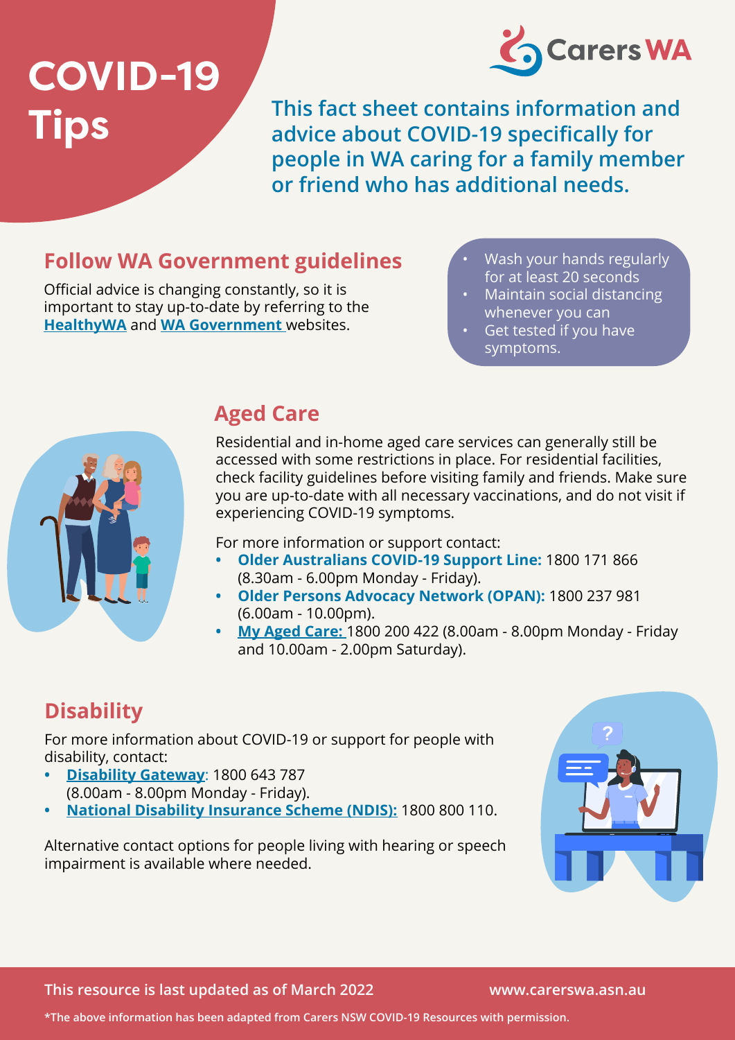# COVID-19 Tips

Carers WA

**This fact sheet contains information and advice about COVID-19 specifically for people in WA caring for a family member or friend who has additional needs.**

## Follow WA Government guidelines

Official advice is changing constantly, so it is important to stay up-to-date by referring to the **[HealthyWA]** and **[WA Government]** websites.

- Wash your hands regularly for at least 20 seconds
- Maintain social distancing whenever you can
- Get tested if you have symptoms.

## Aged Care

Residential and in-home aged care services can generally still be accessed with some restrictions in place. For residential facilities, check facility guidelines before visiting family and friends. Make sure you are up-to-date with all necessary vaccinations, and do not visit if experiencing COVID-19 symptoms.

For more information or support contact:

- **Older Australians COVID-19 Support Line:** 1800 171 866 (8.30am - 6.00pm Monday - Friday).
- **Older Persons Advocacy Network (OPAN):** 1800 237 981 (6.00am - 10.00pm).
- **My Aged Care:** 1800 200 422 (8.00am - 8.00pm Monday - Friday and 10.00am - 2.00pm Saturday).

## Disability

For more information about COVID-19 or support for people with disability, contact:

- **Disability Gateway**: 1800 643 787 (8.00am - 8.00pm Monday - Friday).
- **National Disability Insurance Scheme (NDIS):** 1800 800 110.

Alternative contact options for people living with hearing or speech impairment is available where needed.

**This resource is last updated as of March 2022**

**www.carerswa.asn.au**

***The above information has been adapted from Carers NSW COVID-19 Resources with permission.**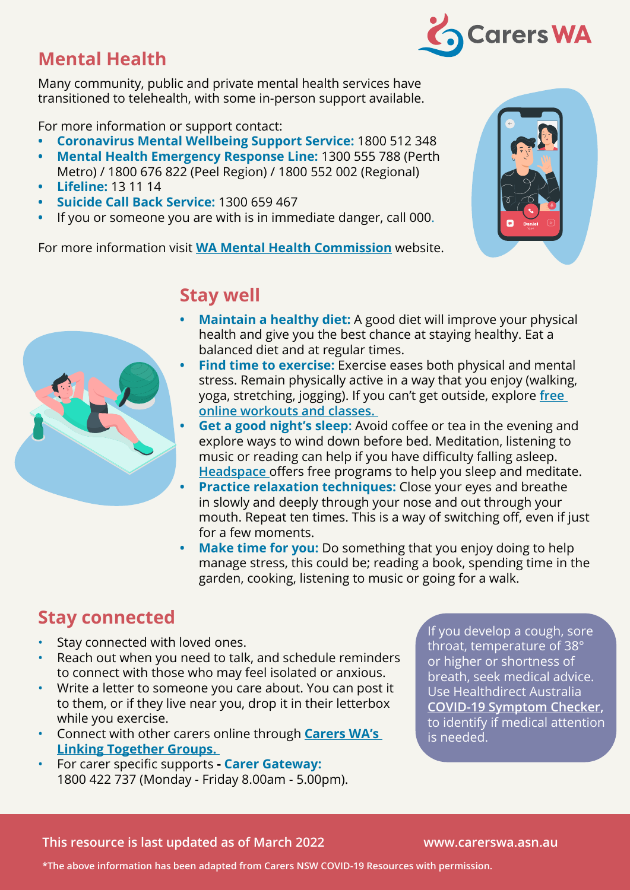## Mental Health

Many community, public and private mental health services have transitioned to telehealth, with some in-person support available.

For more information or support contact:

- **Coronavirus Mental Wellbeing Support Service:** 1800 512 348
- **Mental Health Emergency Response Line:** 1300 555 788 (Perth Metro) / 1800 676 822 (Peel Region) / 1800 552 002 (Regional)
- **Lifeline:** 13 11 14
- **Suicide Call Back Service:** 1300 659 467
- If you or someone you are with is in immediate danger, call 000.

For more information visit **WA Mental Health Commission** website.

## Stay well

- **Maintain a healthy diet:** A good diet will improve your physical health and give you the best chance at staying healthy. Eat a balanced diet and at regular times.
- **Find time to exercise:** Exercise eases both physical and mental stress. Remain physically active in a way that you enjoy (walking, yoga, stretching, jogging). If you can't get outside, explore free online workouts and classes.
- **Get a good night's sleep:** Avoid coffee or tea in the evening and explore ways to wind down before bed. Meditation, listening to music or reading can help if you have difficulty falling asleep. Headspace offers free programs to help you sleep and meditate.
- **Practice relaxation techniques:** Close your eyes and breathe in slowly and deeply through your nose and out through your mouth. Repeat ten times. This is a way of switching off, even if just for a few moments.
- **Make time for you:** Do something that you enjoy doing to help manage stress, this could be; reading a book, spending time in the garden, cooking, listening to music or going for a walk.

## Stay connected

- Stay connected with loved ones.
- Reach out when you need to talk, and schedule reminders to connect with those who may feel isolated or anxious.
- Write a letter to someone you care about. You can post it to them, or if they live near you, drop it in their letterbox while you exercise.
- Connect with other carers online through **Carers WA's Linking Together Groups.**
- For carer specific supports **- Carer Gateway:** 1800 422 737 (Monday - Friday 8.00am - 5.00pm).

If you develop a cough, sore throat, temperature of 38° or higher or shortness of breath, seek medical advice. Use Healthdirect Australia **COVID-19 Symptom Checker**, to identify if medical attention is needed.

**This resource is last updated as of March 2022**

**www.carerswa.asn.au**

***The above information has been adapted from Carers NSW COVID-19 Resources with permission.**